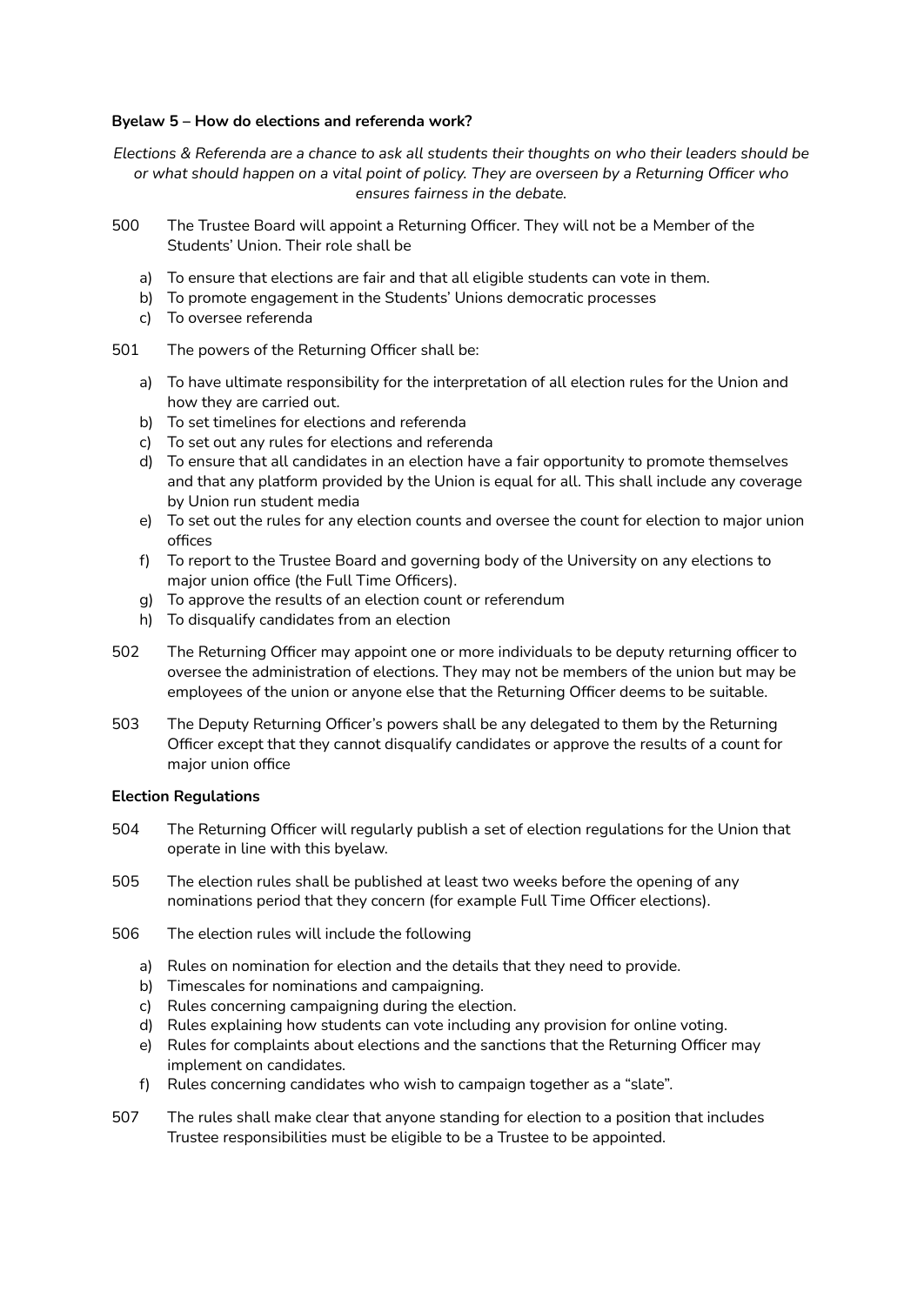**Byelaw 5 – How do elections and referenda work?**

*Elections & Referenda are a chance to ask all students their thoughts on who their leaders should be or what should happen on a vital point of policy. They are overseen by a Returning Officer who ensures fairness in the debate.*

500 The Trustee Board will appoint a Returning Officer. They will not be a Member of the Students' Union. Their role shall be

- a) To ensure that elections are fair and that all eligible students can vote in them.
- b) To promote engagement in the Students' Unions democratic processes
- c) To oversee referenda

501 The powers of the Returning Officer shall be:

- a) To have ultimate responsibility for the interpretation of all election rules for the Union and how they are carried out.
- b) To set timelines for elections and referenda
- c) To set out any rules for elections and referenda
- d) To ensure that all candidates in an election have a fair opportunity to promote themselves and that any platform provided by the Union is equal for all. This shall include any coverage by Union run student media
- e) To set out the rules for any election counts and oversee the count for election to major union offices
- f) To report to the Trustee Board and governing body of the University on any elections to major union office (the Full Time Officers).
- g) To approve the results of an election count or referendum
- h) To disqualify candidates from an election

502 The Returning Officer may appoint one or more individuals to be deputy returning officer to oversee the administration of elections. They may not be members of the union but may be employees of the union or anyone else that the Returning Officer deems to be suitable.

503 The Deputy Returning Officer's powers shall be any delegated to them by the Returning Officer except that they cannot disqualify candidates or approve the results of a count for major union office

**Election Regulations**

504 The Returning Officer will regularly publish a set of election regulations for the Union that operate in line with this byelaw.

505 The election rules shall be published at least two weeks before the opening of any nominations period that they concern (for example Full Time Officer elections).

506 The election rules will include the following

- a) Rules on nomination for election and the details that they need to provide.
- b) Timescales for nominations and campaigning.
- c) Rules concerning campaigning during the election.
- d) Rules explaining how students can vote including any provision for online voting.
- e) Rules for complaints about elections and the sanctions that the Returning Officer may implement on candidates.
- f) Rules concerning candidates who wish to campaign together as a "slate".

507 The rules shall make clear that anyone standing for election to a position that includes Trustee responsibilities must be eligible to be a Trustee to be appointed.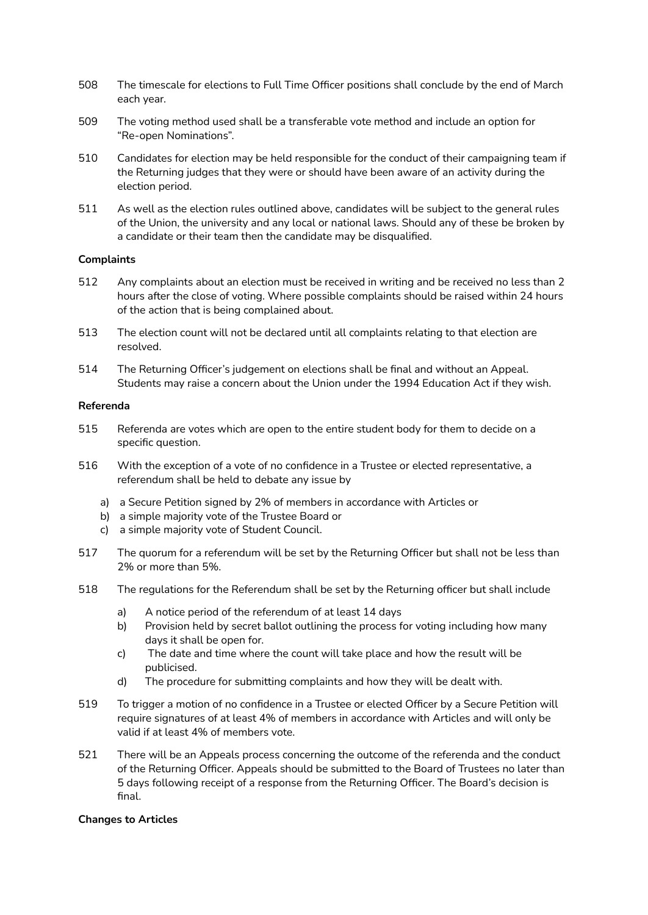508 The timescale for elections to Full Time Officer positions shall conclude by the end of March each year.

509 The voting method used shall be a transferable vote method and include an option for "Re-open Nominations".

510 Candidates for election may be held responsible for the conduct of their campaigning team if the Returning judges that they were or should have been aware of an activity during the election period.

511 As well as the election rules outlined above, candidates will be subject to the general rules of the Union, the university and any local or national laws. Should any of these be broken by a candidate or their team then the candidate may be disqualified.

**Complaints**

512 Any complaints about an election must be received in writing and be received no less than 2 hours after the close of voting. Where possible complaints should be raised within 24 hours of the action that is being complained about.

513 The election count will not be declared until all complaints relating to that election are resolved.

514 The Returning Officer's judgement on elections shall be final and without an Appeal. Students may raise a concern about the Union under the 1994 Education Act if they wish.

**Referenda**

515 Referenda are votes which are open to the entire student body for them to decide on a specific question.

516 With the exception of a vote of no confidence in a Trustee or elected representative, a referendum shall be held to debate any issue by

a) a Secure Petition signed by 2% of members in accordance with Articles or
b) a simple majority vote of the Trustee Board or
c) a simple majority vote of Student Council.

517 The quorum for a referendum will be set by the Returning Officer but shall not be less than 2% or more than 5%.

518 The regulations for the Referendum shall be set by the Returning officer but shall include

a) A notice period of the referendum of at least 14 days
b) Provision held by secret ballot outlining the process for voting including how many days it shall be open for.
c) The date and time where the count will take place and how the result will be publicised.
d) The procedure for submitting complaints and how they will be dealt with.

519 To trigger a motion of no confidence in a Trustee or elected Officer by a Secure Petition will require signatures of at least 4% of members in accordance with Articles and will only be valid if at least 4% of members vote.

521 There will be an Appeals process concerning the outcome of the referenda and the conduct of the Returning Officer. Appeals should be submitted to the Board of Trustees no later than 5 days following receipt of a response from the Returning Officer. The Board's decision is final.

**Changes to Articles**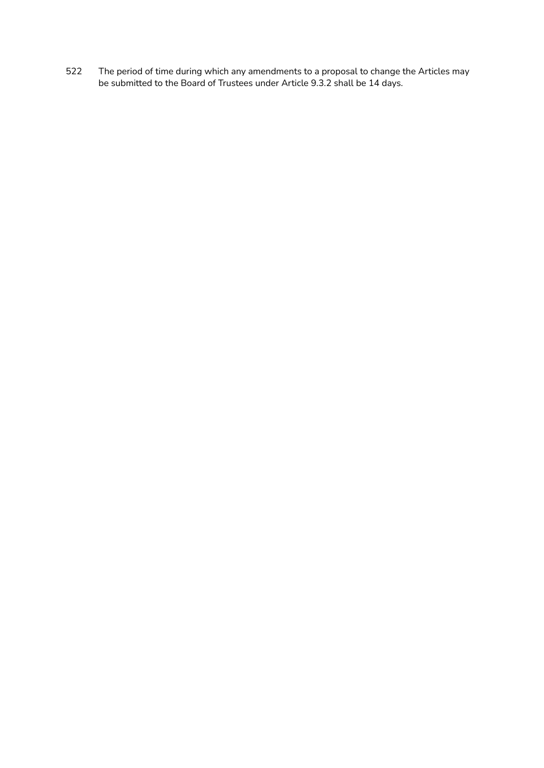522 The period of time during which any amendments to a proposal to change the Articles may be submitted to the Board of Trustees under Article 9.3.2 shall be 14 days.